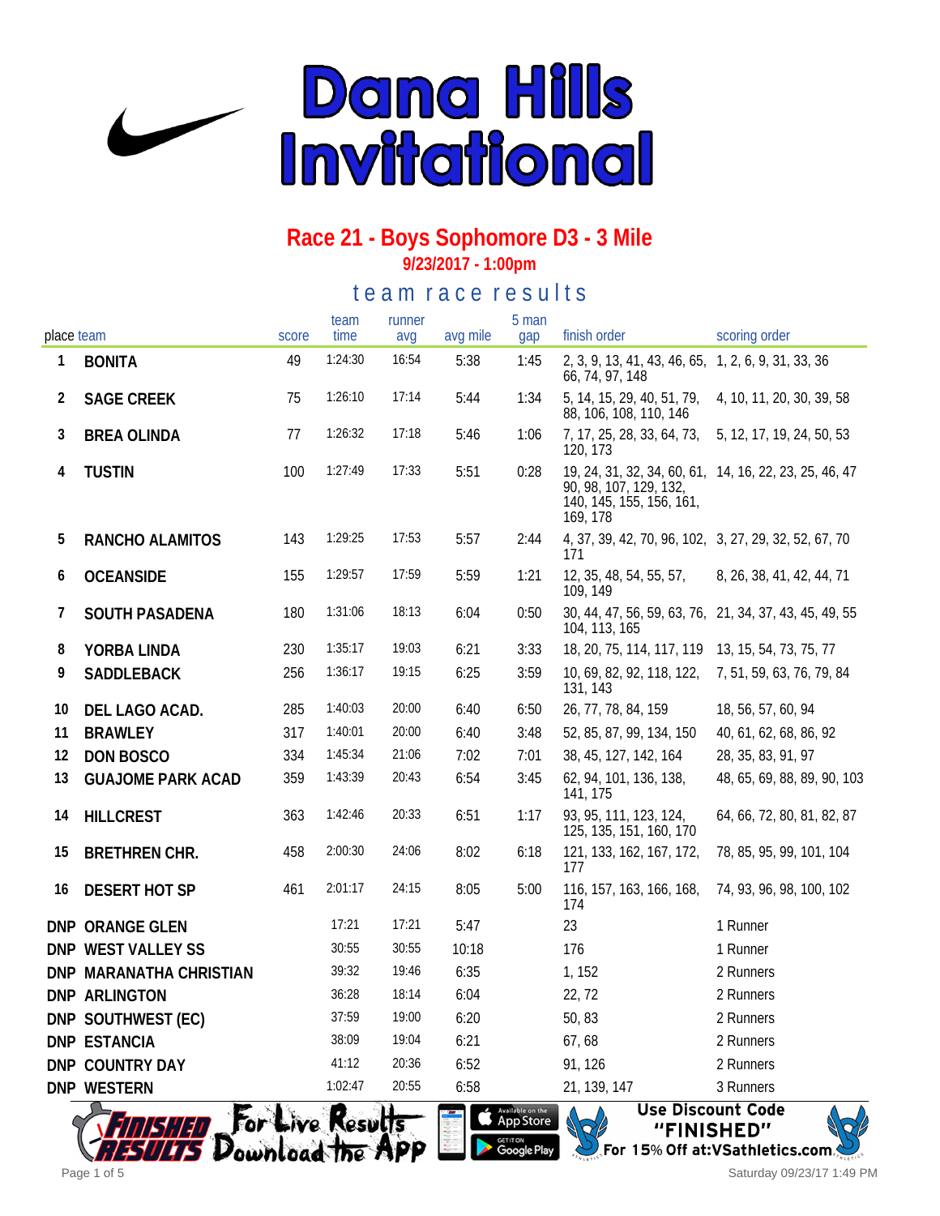# Dana Hills Invitational

## Race 21 - Boys Sophomore D3 - 3 Mile

**9/23/2017 - 1:00pm**

### team race results

| place | team | score | team time | runner avg | avg mile | 5 man gap | finish order | scoring order |
|---|---|---|---|---|---|---|---|---|
| 1 | BONITA | 49 | 1:24:30 | 16:54 | 5:38 | 1:45 | 2, 3, 9, 13, 41, 43, 46, 65, 66, 74, 97, 148 | 1, 2, 6, 9, 31, 33, 36 |
| 2 | SAGE CREEK | 75 | 1:26:10 | 17:14 | 5:44 | 1:34 | 5, 14, 15, 29, 40, 51, 79, 88, 106, 108, 110, 146 | 4, 10, 11, 20, 30, 39, 58 |
| 3 | BREA OLINDA | 77 | 1:26:32 | 17:18 | 5:46 | 1:06 | 7, 17, 25, 28, 33, 64, 73, 120, 173 | 5, 12, 17, 19, 24, 50, 53 |
| 4 | TUSTIN | 100 | 1:27:49 | 17:33 | 5:51 | 0:28 | 19, 24, 31, 32, 34, 60, 61, 90, 98, 107, 129, 132, 140, 145, 155, 156, 161, 169, 178 | 14, 16, 22, 23, 25, 46, 47 |
| 5 | RANCHO ALAMITOS | 143 | 1:29:25 | 17:53 | 5:57 | 2:44 | 4, 37, 39, 42, 70, 96, 102, 171 | 3, 27, 29, 32, 52, 67, 70 |
| 6 | OCEANSIDE | 155 | 1:29:57 | 17:59 | 5:59 | 1:21 | 12, 35, 48, 54, 55, 57, 109, 149 | 8, 26, 38, 41, 42, 44, 71 |
| 7 | SOUTH PASADENA | 180 | 1:31:06 | 18:13 | 6:04 | 0:50 | 30, 44, 47, 56, 59, 63, 76, 104, 113, 165 | 21, 34, 37, 43, 45, 49, 55 |
| 8 | YORBA LINDA | 230 | 1:35:17 | 19:03 | 6:21 | 3:33 | 18, 20, 75, 114, 117, 119 | 13, 15, 54, 73, 75, 77 |
| 9 | SADDLEBACK | 256 | 1:36:17 | 19:15 | 6:25 | 3:59 | 10, 69, 82, 92, 118, 122, 131, 143 | 7, 51, 59, 63, 76, 79, 84 |
| 10 | DEL LAGO ACAD. | 285 | 1:40:03 | 20:00 | 6:40 | 6:50 | 26, 77, 78, 84, 159 | 18, 56, 57, 60, 94 |
| 11 | BRAWLEY | 317 | 1:40:01 | 20:00 | 6:40 | 3:48 | 52, 85, 87, 99, 134, 150 | 40, 61, 62, 68, 86, 92 |
| 12 | DON BOSCO | 334 | 1:45:34 | 21:06 | 7:02 | 7:01 | 38, 45, 127, 142, 164 | 28, 35, 83, 91, 97 |
| 13 | GUAJOME PARK ACAD | 359 | 1:43:39 | 20:43 | 6:54 | 3:45 | 62, 94, 101, 136, 138, 141, 175 | 48, 65, 69, 88, 89, 90, 103 |
| 14 | HILLCREST | 363 | 1:42:46 | 20:33 | 6:51 | 1:17 | 93, 95, 111, 123, 124, 125, 135, 151, 160, 170 | 64, 66, 72, 80, 81, 82, 87 |
| 15 | BRETHREN CHR. | 458 | 2:00:30 | 24:06 | 8:02 | 6:18 | 121, 133, 162, 167, 172, 177 | 78, 85, 95, 99, 101, 104 |
| 16 | DESERT HOT SP | 461 | 2:01:17 | 24:15 | 8:05 | 5:00 | 116, 157, 163, 166, 168, 174 | 74, 93, 96, 98, 100, 102 |
| DNP | ORANGE GLEN | | 17:21 | 17:21 | 5:47 | | 23 | 1 Runner |
| DNP | WEST VALLEY SS | | 30:55 | 30:55 | 10:18 | | 176 | 1 Runner |
| DNP | MARANATHA CHRISTIAN | | 39:32 | 19:46 | 6:35 | | 1, 152 | 2 Runners |
| DNP | ARLINGTON | | 36:28 | 18:14 | 6:04 | | 22, 72 | 2 Runners |
| DNP | SOUTHWEST (EC) | | 37:59 | 19:00 | 6:20 | | 50, 83 | 2 Runners |
| DNP | ESTANCIA | | 38:09 | 19:04 | 6:21 | | 67, 68 | 2 Runners |
| DNP | COUNTRY DAY | | 41:12 | 20:36 | 6:52 | | 91, 126 | 2 Runners |
| DNP | WESTERN | | 1:02:47 | 20:55 | 6:58 | | 21, 139, 147 | 3 Runners |

Finished Results — For Live Results Download the App. Available on the App Store. Get it on Google Play. Use Discount Code "FINISHED" For 15% Off at:VSathletics.com

Saturday 09/23/17 1:49 PM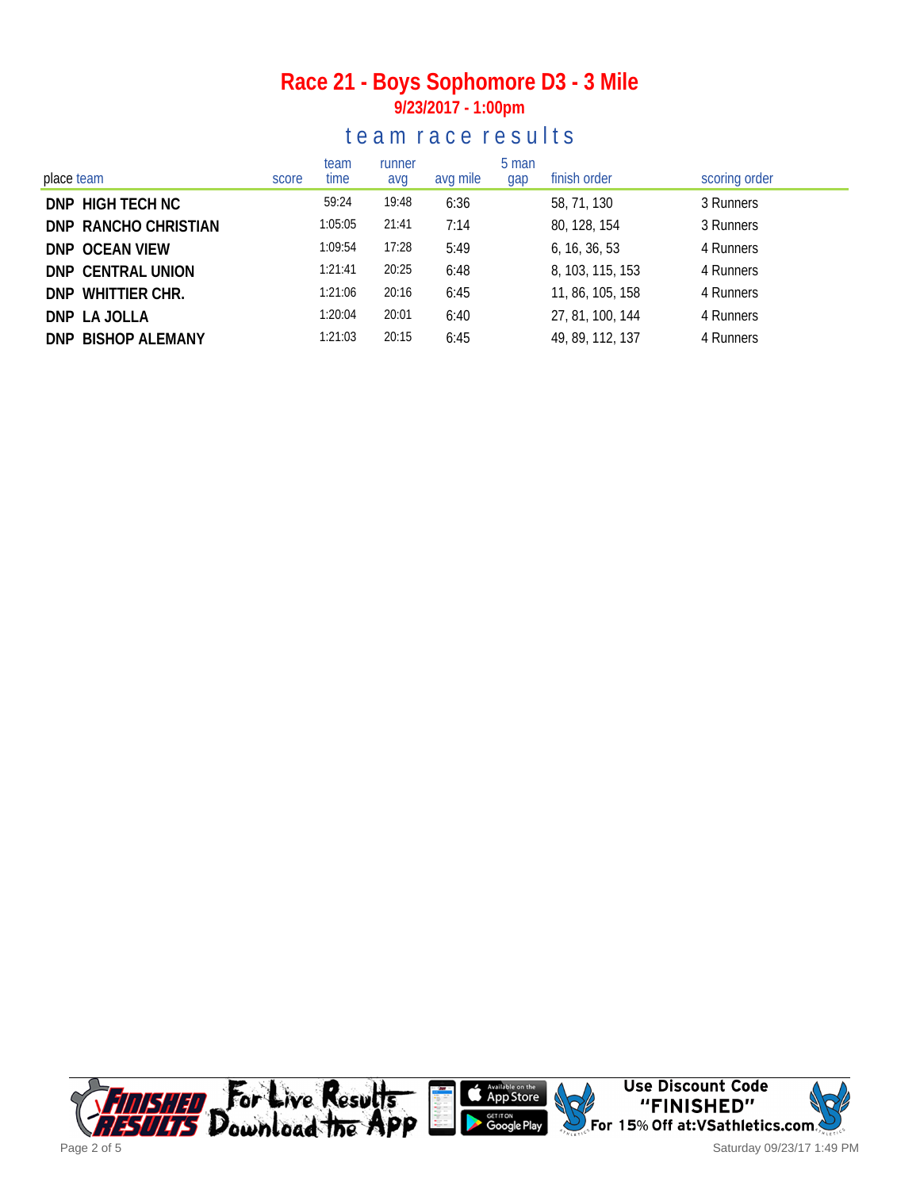# Race 21 - Boys Sophomore D3 - 3 Mile

**9/23/2017 - 1:00pm**

## team race results

| place | team | score | team time | runner avg | avg mile | 5 man gap | finish order | scoring order |
|---|---|---|---|---|---|---|---|---|
| DNP | HIGH TECH NC | | 59:24 | 19:48 | 6:36 | | 58, 71, 130 | 3 Runners |
| DNP | RANCHO CHRISTIAN | | 1:05:05 | 21:41 | 7:14 | | 80, 128, 154 | 3 Runners |
| DNP | OCEAN VIEW | | 1:09:54 | 17:28 | 5:49 | | 6, 16, 36, 53 | 4 Runners |
| DNP | CENTRAL UNION | | 1:21:41 | 20:25 | 6:48 | | 8, 103, 115, 153 | 4 Runners |
| DNP | WHITTIER CHR. | | 1:21:06 | 20:16 | 6:45 | | 11, 86, 105, 158 | 4 Runners |
| DNP | LA JOLLA | | 1:20:04 | 20:01 | 6:40 | | 27, 81, 100, 144 | 4 Runners |
| DNP | BISHOP ALEMANY | | 1:21:03 | 20:15 | 6:45 | | 49, 89, 112, 137 | 4 Runners |

FINISHED RESULTS For Live Results Download the APP — Available on the App Store — GET IT ON Google Play — Use Discount Code "FINISHED" For 15% Off at:VSathletics.com

Saturday 09/23/17 1:49 PM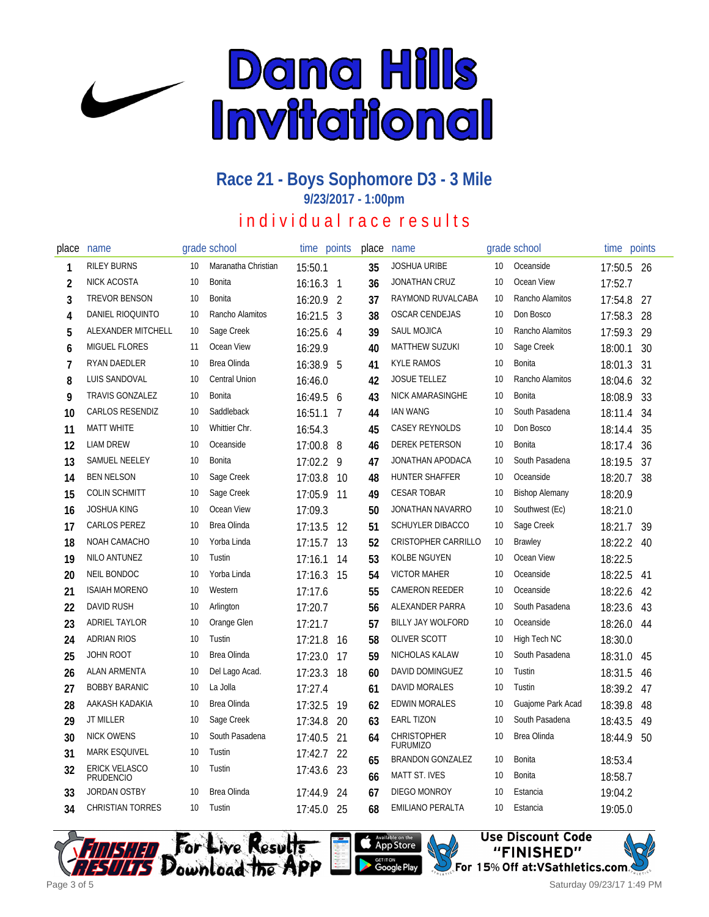# Dana Hills Invitational

## Race 21 - Boys Sophomore D3 - 3 Mile

**9/23/2017 - 1:00pm**

### individual race results

| place | name | grade | school | time | points |
|---|---|---|---|---|---|
| 1 | RILEY BURNS | 10 | Maranatha Christian | 15:50.1 | |
| 2 | NICK ACOSTA | 10 | Bonita | 16:16.3 | 1 |
| 3 | TREVOR BENSON | 10 | Bonita | 16:20.9 | 2 |
| 4 | DANIEL RIOQUINTO | 10 | Rancho Alamitos | 16:21.5 | 3 |
| 5 | ALEXANDER MITCHELL | 10 | Sage Creek | 16:25.6 | 4 |
| 6 | MIGUEL FLORES | 11 | Ocean View | 16:29.9 | |
| 7 | RYAN DAEDLER | 10 | Brea Olinda | 16:38.9 | 5 |
| 8 | LUIS SANDOVAL | 10 | Central Union | 16:46.0 | |
| 9 | TRAVIS GONZALEZ | 10 | Bonita | 16:49.5 | 6 |
| 10 | CARLOS RESENDIZ | 10 | Saddleback | 16:51.1 | 7 |
| 11 | MATT WHITE | 10 | Whittier Chr. | 16:54.3 | |
| 12 | LIAM DREW | 10 | Oceanside | 17:00.8 | 8 |
| 13 | SAMUEL NEELEY | 10 | Bonita | 17:02.2 | 9 |
| 14 | BEN NELSON | 10 | Sage Creek | 17:03.8 | 10 |
| 15 | COLIN SCHMITT | 10 | Sage Creek | 17:05.9 | 11 |
| 16 | JOSHUA KING | 10 | Ocean View | 17:09.3 | |
| 17 | CARLOS PEREZ | 10 | Brea Olinda | 17:13.5 | 12 |
| 18 | NOAH CAMACHO | 10 | Yorba Linda | 17:15.7 | 13 |
| 19 | NILO ANTUNEZ | 10 | Tustin | 17:16.1 | 14 |
| 20 | NEIL BONDOC | 10 | Yorba Linda | 17:16.3 | 15 |
| 21 | ISAIAH MORENO | 10 | Western | 17:17.6 | |
| 22 | DAVID RUSH | 10 | Arlington | 17:20.7 | |
| 23 | ADRIEL TAYLOR | 10 | Orange Glen | 17:21.7 | |
| 24 | ADRIAN RIOS | 10 | Tustin | 17:21.8 | 16 |
| 25 | JOHN ROOT | 10 | Brea Olinda | 17:23.0 | 17 |
| 26 | ALAN ARMENTA | 10 | Del Lago Acad. | 17:23.3 | 18 |
| 27 | BOBBY BARANIC | 10 | La Jolla | 17:27.4 | |
| 28 | AAKASH KADAKIA | 10 | Brea Olinda | 17:32.5 | 19 |
| 29 | JT MILLER | 10 | Sage Creek | 17:34.8 | 20 |
| 30 | NICK OWENS | 10 | South Pasadena | 17:40.5 | 21 |
| 31 | MARK ESQUIVEL | 10 | Tustin | 17:42.7 | 22 |
| 32 | ERICK VELASCO PRUDENCIO | 10 | Tustin | 17:43.6 | 23 |
| 33 | JORDAN OSTBY | 10 | Brea Olinda | 17:44.9 | 24 |
| 34 | CHRISTIAN TORRES | 10 | Tustin | 17:45.0 | 25 |
| 35 | JOSHUA URIBE | 10 | Oceanside | 17:50.5 | 26 |
| 36 | JONATHAN CRUZ | 10 | Ocean View | 17:52.7 | |
| 37 | RAYMOND RUVALCABA | 10 | Rancho Alamitos | 17:54.8 | 27 |
| 38 | OSCAR CENDEJAS | 10 | Don Bosco | 17:58.3 | 28 |
| 39 | SAUL MOJICA | 10 | Rancho Alamitos | 17:59.3 | 29 |
| 40 | MATTHEW SUZUKI | 10 | Sage Creek | 18:00.1 | 30 |
| 41 | KYLE RAMOS | 10 | Bonita | 18:01.3 | 31 |
| 42 | JOSUE TELLEZ | 10 | Rancho Alamitos | 18:04.6 | 32 |
| 43 | NICK AMARASINGHE | 10 | Bonita | 18:08.9 | 33 |
| 44 | IAN WANG | 10 | South Pasadena | 18:11.4 | 34 |
| 45 | CASEY REYNOLDS | 10 | Don Bosco | 18:14.4 | 35 |
| 46 | DEREK PETERSON | 10 | Bonita | 18:17.4 | 36 |
| 47 | JONATHAN APODACA | 10 | South Pasadena | 18:19.5 | 37 |
| 48 | HUNTER SHAFFER | 10 | Oceanside | 18:20.7 | 38 |
| 49 | CESAR TOBAR | 10 | Bishop Alemany | 18:20.9 | |
| 50 | JONATHAN NAVARRO | 10 | Southwest (Ec) | 18:21.0 | |
| 51 | SCHUYLER DIBACCO | 10 | Sage Creek | 18:21.7 | 39 |
| 52 | CRISTOPHER CARRILLO | 10 | Brawley | 18:22.2 | 40 |
| 53 | KOLBE NGUYEN | 10 | Ocean View | 18:22.5 | |
| 54 | VICTOR MAHER | 10 | Oceanside | 18:22.5 | 41 |
| 55 | CAMERON REEDER | 10 | Oceanside | 18:22.6 | 42 |
| 56 | ALEXANDER PARRA | 10 | South Pasadena | 18:23.6 | 43 |
| 57 | BILLY JAY WOLFORD | 10 | Oceanside | 18:26.0 | 44 |
| 58 | OLIVER SCOTT | 10 | High Tech NC | 18:30.0 | |
| 59 | NICHOLAS KALAW | 10 | South Pasadena | 18:31.0 | 45 |
| 60 | DAVID DOMINGUEZ | 10 | Tustin | 18:31.5 | 46 |
| 61 | DAVID MORALES | 10 | Tustin | 18:39.2 | 47 |
| 62 | EDWIN MORALES | 10 | Guajome Park Acad | 18:39.8 | 48 |
| 63 | EARL TIZON | 10 | South Pasadena | 18:43.5 | 49 |
| 64 | CHRISTOPHER FURUMIZO | 10 | Brea Olinda | 18:44.9 | 50 |
| 65 | BRANDON GONZALEZ | 10 | Bonita | 18:53.4 | |
| 66 | MATT ST. IVES | 10 | Bonita | 18:58.7 | |
| 67 | DIEGO MONROY | 10 | Estancia | 19:04.2 | |
| 68 | EMILIANO PERALTA | 10 | Estancia | 19:05.0 | |

For Live Results Download the App

Use Discount Code "FINISHED" For 15% Off at:VSathletics.com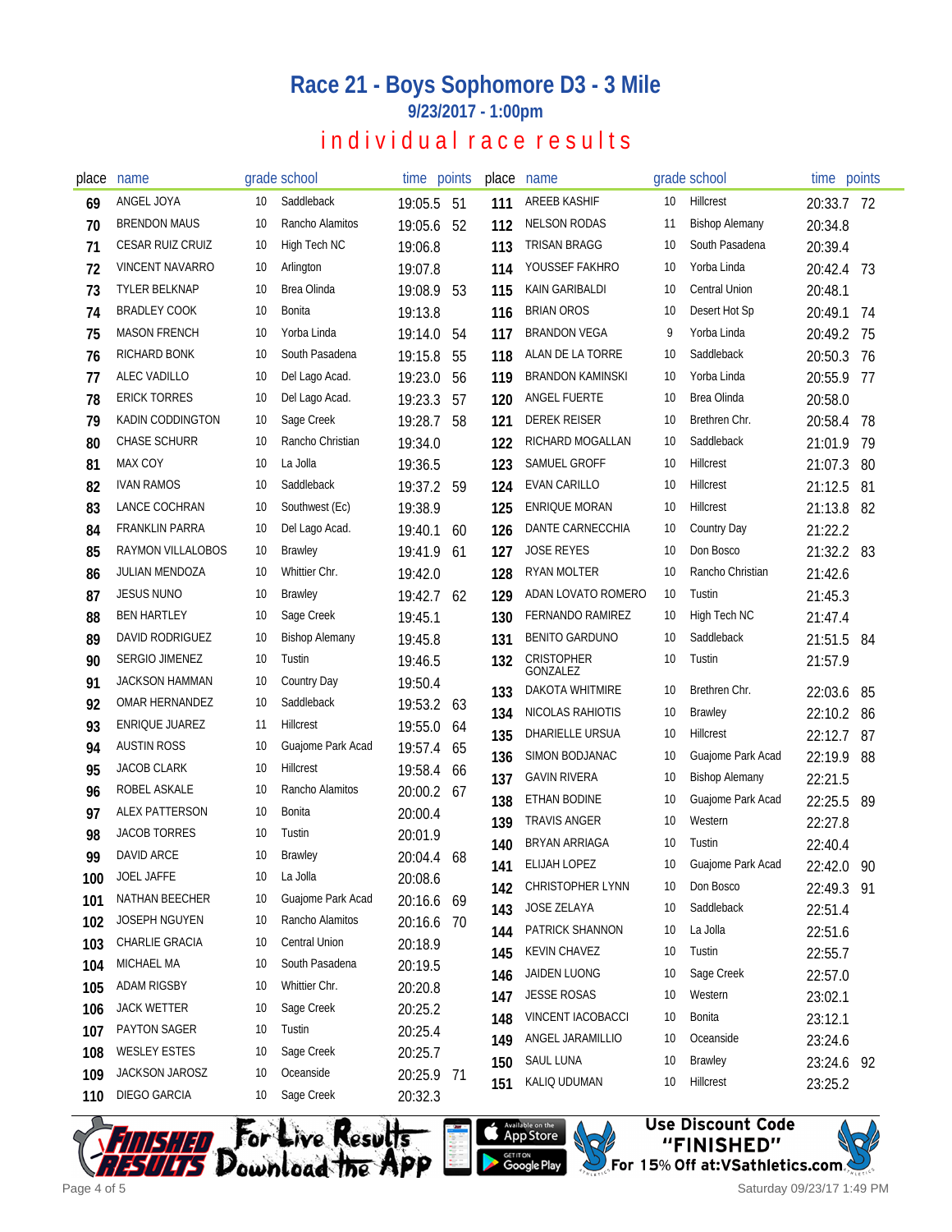# Race 21 - Boys Sophomore D3 - 3 Mile

**9/23/2017 - 1:00pm**

## individual race results

| place | name | grade | school | time | points |
|---|---|---|---|---|---|
| 69 | ANGEL JOYA | 10 | Saddleback | 19:05.5 | 51 |
| 70 | BRENDON MAUS | 10 | Rancho Alamitos | 19:05.6 | 52 |
| 71 | CESAR RUIZ CRUIZ | 10 | High Tech NC | 19:06.8 | |
| 72 | VINCENT NAVARRO | 10 | Arlington | 19:07.8 | |
| 73 | TYLER BELKNAP | 10 | Brea Olinda | 19:08.9 | 53 |
| 74 | BRADLEY COOK | 10 | Bonita | 19:13.8 | |
| 75 | MASON FRENCH | 10 | Yorba Linda | 19:14.0 | 54 |
| 76 | RICHARD BONK | 10 | South Pasadena | 19:15.8 | 55 |
| 77 | ALEC VADILLO | 10 | Del Lago Acad. | 19:23.0 | 56 |
| 78 | ERICK TORRES | 10 | Del Lago Acad. | 19:23.3 | 57 |
| 79 | KADIN CODDINGTON | 10 | Sage Creek | 19:28.7 | 58 |
| 80 | CHASE SCHURR | 10 | Rancho Christian | 19:34.0 | |
| 81 | MAX COY | 10 | La Jolla | 19:36.5 | |
| 82 | IVAN RAMOS | 10 | Saddleback | 19:37.2 | 59 |
| 83 | LANCE COCHRAN | 10 | Southwest (Ec) | 19:38.9 | |
| 84 | FRANKLIN PARRA | 10 | Del Lago Acad. | 19:40.1 | 60 |
| 85 | RAYMON VILLALOBOS | 10 | Brawley | 19:41.9 | 61 |
| 86 | JULIAN MENDOZA | 10 | Whittier Chr. | 19:42.0 | |
| 87 | JESUS NUNO | 10 | Brawley | 19:42.7 | 62 |
| 88 | BEN HARTLEY | 10 | Sage Creek | 19:45.1 | |
| 89 | DAVID RODRIGUEZ | 10 | Bishop Alemany | 19:45.8 | |
| 90 | SERGIO JIMENEZ | 10 | Tustin | 19:46.5 | |
| 91 | JACKSON HAMMAN | 10 | Country Day | 19:50.4 | |
| 92 | OMAR HERNANDEZ | 10 | Saddleback | 19:53.2 | 63 |
| 93 | ENRIQUE JUAREZ | 11 | Hillcrest | 19:55.0 | 64 |
| 94 | AUSTIN ROSS | 10 | Guajome Park Acad | 19:57.4 | 65 |
| 95 | JACOB CLARK | 10 | Hillcrest | 19:58.4 | 66 |
| 96 | ROBEL ASKALE | 10 | Rancho Alamitos | 20:00.2 | 67 |
| 97 | ALEX PATTERSON | 10 | Bonita | 20:00.4 | |
| 98 | JACOB TORRES | 10 | Tustin | 20:01.9 | |
| 99 | DAVID ARCE | 10 | Brawley | 20:04.4 | 68 |
| 100 | JOEL JAFFE | 10 | La Jolla | 20:08.6 | |
| 101 | NATHAN BEECHER | 10 | Guajome Park Acad | 20:16.6 | 69 |
| 102 | JOSEPH NGUYEN | 10 | Rancho Alamitos | 20:16.6 | 70 |
| 103 | CHARLIE GRACIA | 10 | Central Union | 20:18.9 | |
| 104 | MICHAEL MA | 10 | South Pasadena | 20:19.5 | |
| 105 | ADAM RIGSBY | 10 | Whittier Chr. | 20:20.8 | |
| 106 | JACK WETTER | 10 | Sage Creek | 20:25.2 | |
| 107 | PAYTON SAGER | 10 | Tustin | 20:25.4 | |
| 108 | WESLEY ESTES | 10 | Sage Creek | 20:25.7 | |
| 109 | JACKSON JAROSZ | 10 | Oceanside | 20:25.9 | 71 |
| 110 | DIEGO GARCIA | 10 | Sage Creek | 20:32.3 | |
| 111 | AREEB KASHIF | 10 | Hillcrest | 20:33.7 | 72 |
| 112 | NELSON RODAS | 11 | Bishop Alemany | 20:34.8 | |
| 113 | TRISAN BRAGG | 10 | South Pasadena | 20:39.4 | |
| 114 | YOUSSEF FAKHRO | 10 | Yorba Linda | 20:42.4 | 73 |
| 115 | KAIN GARIBALDI | 10 | Central Union | 20:48.1 | |
| 116 | BRIAN OROS | 10 | Desert Hot Sp | 20:49.1 | 74 |
| 117 | BRANDON VEGA | 9 | Yorba Linda | 20:49.2 | 75 |
| 118 | ALAN DE LA TORRE | 10 | Saddleback | 20:50.3 | 76 |
| 119 | BRANDON KAMINSKI | 10 | Yorba Linda | 20:55.9 | 77 |
| 120 | ANGEL FUERTE | 10 | Brea Olinda | 20:58.0 | |
| 121 | DEREK REISER | 10 | Brethren Chr. | 20:58.4 | 78 |
| 122 | RICHARD MOGALLAN | 10 | Saddleback | 21:01.9 | 79 |
| 123 | SAMUEL GROFF | 10 | Hillcrest | 21:07.3 | 80 |
| 124 | EVAN CARILLO | 10 | Hillcrest | 21:12.5 | 81 |
| 125 | ENRIQUE MORAN | 10 | Hillcrest | 21:13.8 | 82 |
| 126 | DANTE CARNECCHIA | 10 | Country Day | 21:22.2 | |
| 127 | JOSE REYES | 10 | Don Bosco | 21:32.2 | 83 |
| 128 | RYAN MOLTER | 10 | Rancho Christian | 21:42.6 | |
| 129 | ADAN LOVATO ROMERO | 10 | Tustin | 21:45.3 | |
| 130 | FERNANDO RAMIREZ | 10 | High Tech NC | 21:47.4 | |
| 131 | BENITO GARDUNO | 10 | Saddleback | 21:51.5 | 84 |
| 132 | CRISTOPHER GONZALEZ | 10 | Tustin | 21:57.9 | |
| 133 | DAKOTA WHITMIRE | 10 | Brethren Chr. | 22:03.6 | 85 |
| 134 | NICOLAS RAHIOTIS | 10 | Brawley | 22:10.2 | 86 |
| 135 | DHARIELLE URSUA | 10 | Hillcrest | 22:12.7 | 87 |
| 136 | SIMON BODJANAC | 10 | Guajome Park Acad | 22:19.9 | 88 |
| 137 | GAVIN RIVERA | 10 | Bishop Alemany | 22:21.5 | |
| 138 | ETHAN BODINE | 10 | Guajome Park Acad | 22:25.5 | 89 |
| 139 | TRAVIS ANGER | 10 | Western | 22:27.8 | |
| 140 | BRYAN ARRIAGA | 10 | Tustin | 22:40.4 | |
| 141 | ELIJAH LOPEZ | 10 | Guajome Park Acad | 22:42.0 | 90 |
| 142 | CHRISTOPHER LYNN | 10 | Don Bosco | 22:49.3 | 91 |
| 143 | JOSE ZELAYA | 10 | Saddleback | 22:51.4 | |
| 144 | PATRICK SHANNON | 10 | La Jolla | 22:51.6 | |
| 145 | KEVIN CHAVEZ | 10 | Tustin | 22:55.7 | |
| 146 | JAIDEN LUONG | 10 | Sage Creek | 22:57.0 | |
| 147 | JESSE ROSAS | 10 | Western | 23:02.1 | |
| 148 | VINCENT IACOBACCI | 10 | Bonita | 23:12.1 | |
| 149 | ANGEL JARAMILLIO | 10 | Oceanside | 23:24.6 | |
| 150 | SAUL LUNA | 10 | Brawley | 23:24.6 | 92 |
| 151 | KALIQ UDUMAN | 10 | Hillcrest | 23:25.2 | |

Finished Results — For Live Results Download the App — Available on the App Store / Get it on Google Play

Use Discount Code "FINISHED" For 15% Off at:VSathletics.com

Saturday 09/23/17 1:49 PM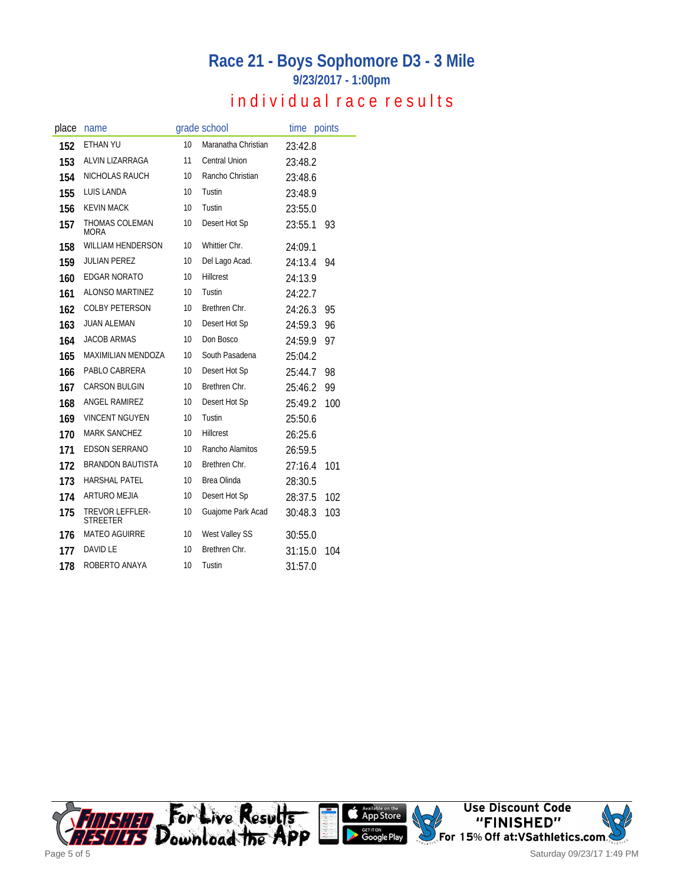# Race 21 - Boys Sophomore D3 - 3 Mile

## 9/23/2017 - 1:00pm

## individual race results

| place | name | grade | school | time | points |
|---|---|---|---|---|---|
| 152 | ETHAN YU | 10 | Maranatha Christian | 23:42.8 | |
| 153 | ALVIN LIZARRAGA | 11 | Central Union | 23:48.2 | |
| 154 | NICHOLAS RAUCH | 10 | Rancho Christian | 23:48.6 | |
| 155 | LUIS LANDA | 10 | Tustin | 23:48.9 | |
| 156 | KEVIN MACK | 10 | Tustin | 23:55.0 | |
| 157 | THOMAS COLEMAN MORA | 10 | Desert Hot Sp | 23:55.1 | 93 |
| 158 | WILLIAM HENDERSON | 10 | Whittier Chr. | 24:09.1 | |
| 159 | JULIAN PEREZ | 10 | Del Lago Acad. | 24:13.4 | 94 |
| 160 | EDGAR NORATO | 10 | Hillcrest | 24:13.9 | |
| 161 | ALONSO MARTINEZ | 10 | Tustin | 24:22.7 | |
| 162 | COLBY PETERSON | 10 | Brethren Chr. | 24:26.3 | 95 |
| 163 | JUAN ALEMAN | 10 | Desert Hot Sp | 24:59.3 | 96 |
| 164 | JACOB ARMAS | 10 | Don Bosco | 24:59.9 | 97 |
| 165 | MAXIMILIAN MENDOZA | 10 | South Pasadena | 25:04.2 | |
| 166 | PABLO CABRERA | 10 | Desert Hot Sp | 25:44.7 | 98 |
| 167 | CARSON BULGIN | 10 | Brethren Chr. | 25:46.2 | 99 |
| 168 | ANGEL RAMIREZ | 10 | Desert Hot Sp | 25:49.2 | 100 |
| 169 | VINCENT NGUYEN | 10 | Tustin | 25:50.6 | |
| 170 | MARK SANCHEZ | 10 | Hillcrest | 26:25.6 | |
| 171 | EDSON SERRANO | 10 | Rancho Alamitos | 26:59.5 | |
| 172 | BRANDON BAUTISTA | 10 | Brethren Chr. | 27:16.4 | 101 |
| 173 | HARSHAL PATEL | 10 | Brea Olinda | 28:30.5 | |
| 174 | ARTURO MEJIA | 10 | Desert Hot Sp | 28:37.5 | 102 |
| 175 | TREVOR LEFFLER-STREETER | 10 | Guajome Park Acad | 30:48.3 | 103 |
| 176 | MATEO AGUIRRE | 10 | West Valley SS | 30:55.0 | |
| 177 | DAVID LE | 10 | Brethren Chr. | 31:15.0 | 104 |
| 178 | ROBERTO ANAYA | 10 | Tustin | 31:57.0 | |

FINISHED RESULTS For Live Results Download the APP

Use Discount Code "FINISHED" For 15% Off at:VSathletics.com